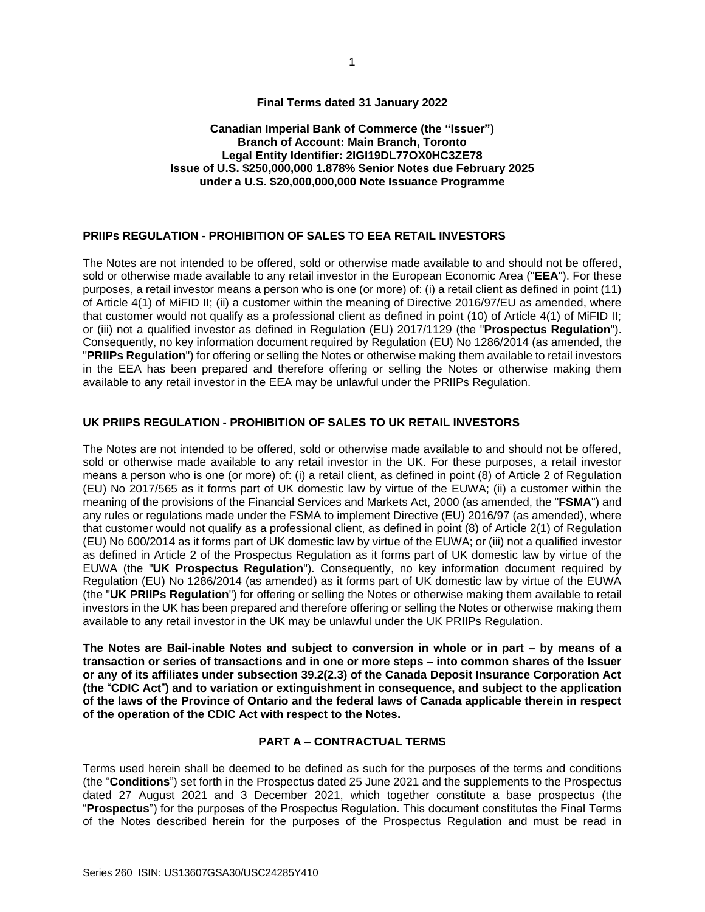**Final Terms dated 31 January 2022**

**Canadian Imperial Bank of Commerce (the "Issuer")**
**Branch of Account: Main Branch, Toronto**
**Legal Entity Identifier: 2IGI19DL77OX0HC3ZE78**
**Issue of U.S. $250,000,000 1.878% Senior Notes due February 2025**
**under a U.S. $20,000,000,000 Note Issuance Programme**

## PRIIPs REGULATION - PROHIBITION OF SALES TO EEA RETAIL INVESTORS

The Notes are not intended to be offered, sold or otherwise made available to and should not be offered, sold or otherwise made available to any retail investor in the European Economic Area ("**EEA**"). For these purposes, a retail investor means a person who is one (or more) of: (i) a retail client as defined in point (11) of Article 4(1) of MiFID II; (ii) a customer within the meaning of Directive 2016/97/EU as amended, where that customer would not qualify as a professional client as defined in point (10) of Article 4(1) of MiFID II; or (iii) not a qualified investor as defined in Regulation (EU) 2017/1129 (the "**Prospectus Regulation**"). Consequently, no key information document required by Regulation (EU) No 1286/2014 (as amended, the "**PRIIPs Regulation**") for offering or selling the Notes or otherwise making them available to retail investors in the EEA has been prepared and therefore offering or selling the Notes or otherwise making them available to any retail investor in the EEA may be unlawful under the PRIIPs Regulation.

## UK PRIIPS REGULATION - PROHIBITION OF SALES TO UK RETAIL INVESTORS

The Notes are not intended to be offered, sold or otherwise made available to and should not be offered, sold or otherwise made available to any retail investor in the UK. For these purposes, a retail investor means a person who is one (or more) of: (i) a retail client, as defined in point (8) of Article 2 of Regulation (EU) No 2017/565 as it forms part of UK domestic law by virtue of the EUWA; (ii) a customer within the meaning of the provisions of the Financial Services and Markets Act, 2000 (as amended, the "**FSMA**") and any rules or regulations made under the FSMA to implement Directive (EU) 2016/97 (as amended), where that customer would not qualify as a professional client, as defined in point (8) of Article 2(1) of Regulation (EU) No 600/2014 as it forms part of UK domestic law by virtue of the EUWA; or (iii) not a qualified investor as defined in Article 2 of the Prospectus Regulation as it forms part of UK domestic law by virtue of the EUWA (the "**UK Prospectus Regulation**"). Consequently, no key information document required by Regulation (EU) No 1286/2014 (as amended) as it forms part of UK domestic law by virtue of the EUWA (the "**UK PRIIPs Regulation**") for offering or selling the Notes or otherwise making them available to retail investors in the UK has been prepared and therefore offering or selling the Notes or otherwise making them available to any retail investor in the UK may be unlawful under the UK PRIIPs Regulation.

**The Notes are Bail-inable Notes and subject to conversion in whole or in part – by means of a transaction or series of transactions and in one or more steps – into common shares of the Issuer or any of its affiliates under subsection 39.2(2.3) of the Canada Deposit Insurance Corporation Act (the "CDIC Act") and to variation or extinguishment in consequence, and subject to the application of the laws of the Province of Ontario and the federal laws of Canada applicable therein in respect of the operation of the CDIC Act with respect to the Notes.**

## PART A – CONTRACTUAL TERMS

Terms used herein shall be deemed to be defined as such for the purposes of the terms and conditions (the "**Conditions**") set forth in the Prospectus dated 25 June 2021 and the supplements to the Prospectus dated 27 August 2021 and 3 December 2021, which together constitute a base prospectus (the "**Prospectus**") for the purposes of the Prospectus Regulation. This document constitutes the Final Terms of the Notes described herein for the purposes of the Prospectus Regulation and must be read in

Series 260 ISIN: US13607GSA30/USC24285Y410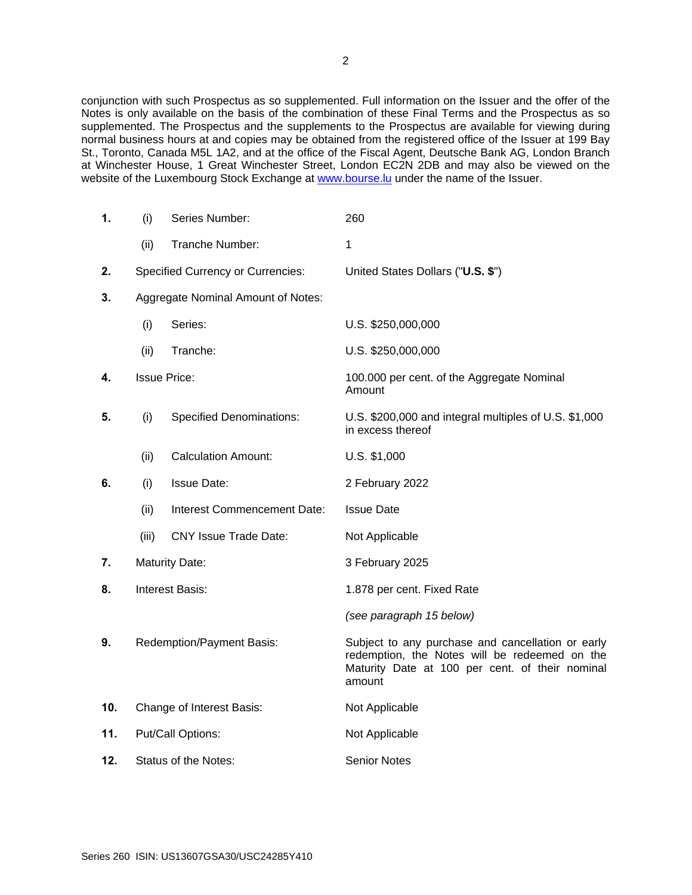conjunction with such Prospectus as so supplemented. Full information on the Issuer and the offer of the Notes is only available on the basis of the combination of these Final Terms and the Prospectus as so supplemented. The Prospectus and the supplements to the Prospectus are available for viewing during normal business hours at and copies may be obtained from the registered office of the Issuer at 199 Bay St., Toronto, Canada M5L 1A2, and at the office of the Fiscal Agent, Deutsche Bank AG, London Branch at Winchester House, 1 Great Winchester Street, London EC2N 2DB and may also be viewed on the website of the Luxembourg Stock Exchange at [www.bourse.lu](http://www.bourse.lu) under the name of the Issuer.

| | | | |
|---|---|---|---|
| **1.** | (i) | Series Number: | 260 |
| | (ii) | Tranche Number: | 1 |
| **2.** | | Specified Currency or Currencies: | United States Dollars ("**U.S. $**") |
| **3.** | | Aggregate Nominal Amount of Notes: | |
| | (i) | Series: | U.S. $250,000,000 |
| | (ii) | Tranche: | U.S. $250,000,000 |
| **4.** | | Issue Price: | 100.000 per cent. of the Aggregate Nominal Amount |
| **5.** | (i) | Specified Denominations: | U.S. $200,000 and integral multiples of U.S. $1,000 in excess thereof |
| | (ii) | Calculation Amount: | U.S. $1,000 |
| **6.** | (i) | Issue Date: | 2 February 2022 |
| | (ii) | Interest Commencement Date: | Issue Date |
| | (iii) | CNY Issue Trade Date: | Not Applicable |
| **7.** | | Maturity Date: | 3 February 2025 |
| **8.** | | Interest Basis: | 1.878 per cent. Fixed Rate<br>*(see paragraph 15 below)* |
| **9.** | | Redemption/Payment Basis: | Subject to any purchase and cancellation or early redemption, the Notes will be redeemed on the Maturity Date at 100 per cent. of their nominal amount |
| **10.** | | Change of Interest Basis: | Not Applicable |
| **11.** | | Put/Call Options: | Not Applicable |
| **12.** | | Status of the Notes: | Senior Notes |

Series 260 ISIN: US13607GSA30/USC24285Y410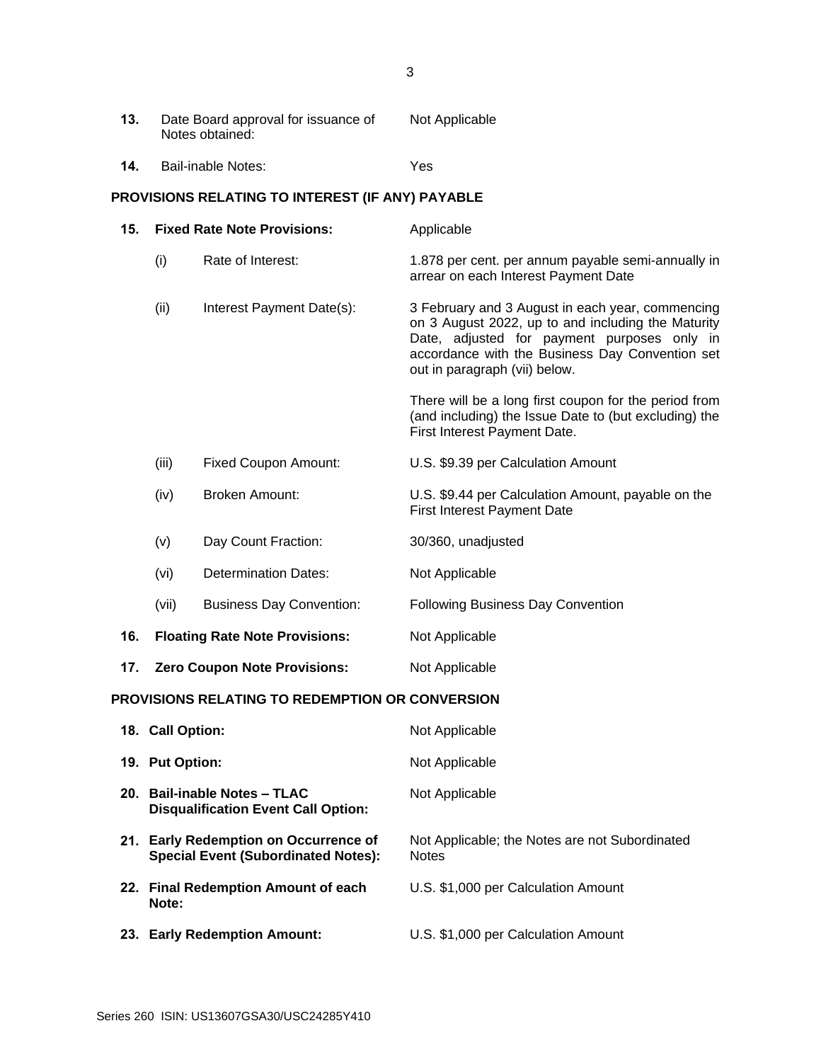| | | |
|---|---|---|
| **13.** | Date Board approval for issuance of Notes obtained: | Not Applicable |
| **14.** | Bail-inable Notes: | Yes |

**PROVISIONS RELATING TO INTEREST (IF ANY) PAYABLE**

| | | |
|---|---|---|
| **15.** | **Fixed Rate Note Provisions:** | Applicable |
| (i) | Rate of Interest: | 1.878 per cent. per annum payable semi-annually in arrear on each Interest Payment Date |
| (ii) | Interest Payment Date(s): | 3 February and 3 August in each year, commencing on 3 August 2022, up to and including the Maturity Date, adjusted for payment purposes only in accordance with the Business Day Convention set out in paragraph (vii) below.<br><br>There will be a long first coupon for the period from (and including) the Issue Date to (but excluding) the First Interest Payment Date. |
| (iii) | Fixed Coupon Amount: | U.S. $9.39 per Calculation Amount |
| (iv) | Broken Amount: | U.S. $9.44 per Calculation Amount, payable on the First Interest Payment Date |
| (v) | Day Count Fraction: | 30/360, unadjusted |
| (vi) | Determination Dates: | Not Applicable |
| (vii) | Business Day Convention: | Following Business Day Convention |
| **16.** | **Floating Rate Note Provisions:** | Not Applicable |
| **17.** | **Zero Coupon Note Provisions:** | Not Applicable |

**PROVISIONS RELATING TO REDEMPTION OR CONVERSION**

| | | |
|---|---|---|
| **18.** | **Call Option:** | Not Applicable |
| **19.** | **Put Option:** | Not Applicable |
| **20.** | **Bail-inable Notes – TLAC Disqualification Event Call Option:** | Not Applicable |
| **21.** | **Early Redemption on Occurrence of Special Event (Subordinated Notes):** | Not Applicable; the Notes are not Subordinated Notes |
| **22.** | **Final Redemption Amount of each Note:** | U.S. $1,000 per Calculation Amount |
| **23.** | **Early Redemption Amount:** | U.S. $1,000 per Calculation Amount |

Series 260 ISIN: US13607GSA30/USC24285Y410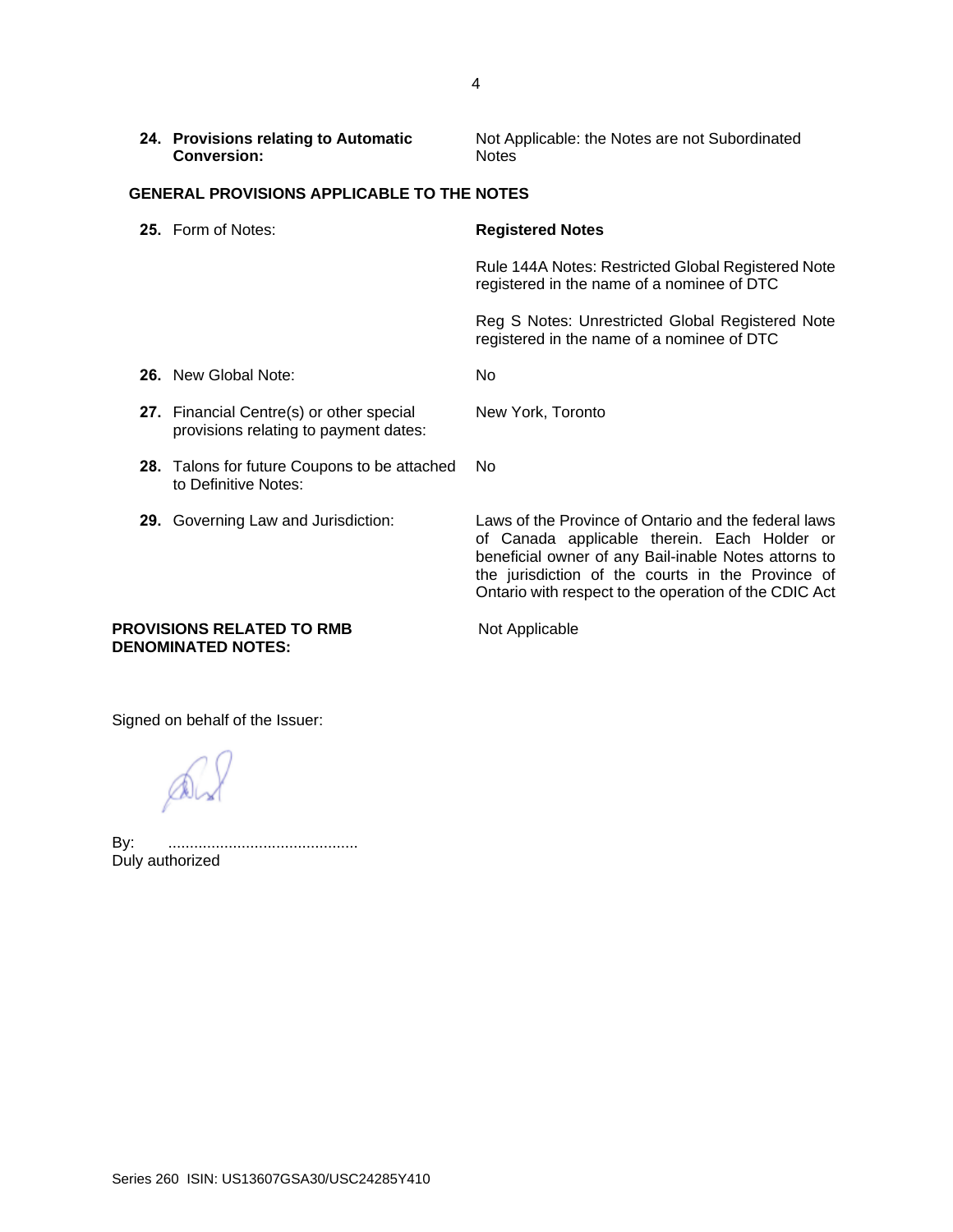| | |
|---|---|
| **24. Provisions relating to Automatic Conversion:** | Not Applicable: the Notes are not Subordinated Notes |

**GENERAL PROVISIONS APPLICABLE TO THE NOTES**

| | |
|---|---|
| **25.** Form of Notes: | **Registered Notes**<br><br>Rule 144A Notes: Restricted Global Registered Note registered in the name of a nominee of DTC<br><br>Reg S Notes: Unrestricted Global Registered Note registered in the name of a nominee of DTC |
| **26.** New Global Note: | No |
| **27.** Financial Centre(s) or other special provisions relating to payment dates: | New York, Toronto |
| **28.** Talons for future Coupons to be attached to Definitive Notes: | No |
| **29.** Governing Law and Jurisdiction: | Laws of the Province of Ontario and the federal laws of Canada applicable therein. Each Holder or beneficial owner of any Bail-inable Notes attorns to the jurisdiction of the courts in the Province of Ontario with respect to the operation of the CDIC Act |

| | |
|---|---|
| **PROVISIONS RELATED TO RMB DENOMINATED NOTES:** | Not Applicable |

Signed on behalf of the Issuer:

By: ............................................
Duly authorized

Series 260 ISIN: US13607GSA30/USC24285Y410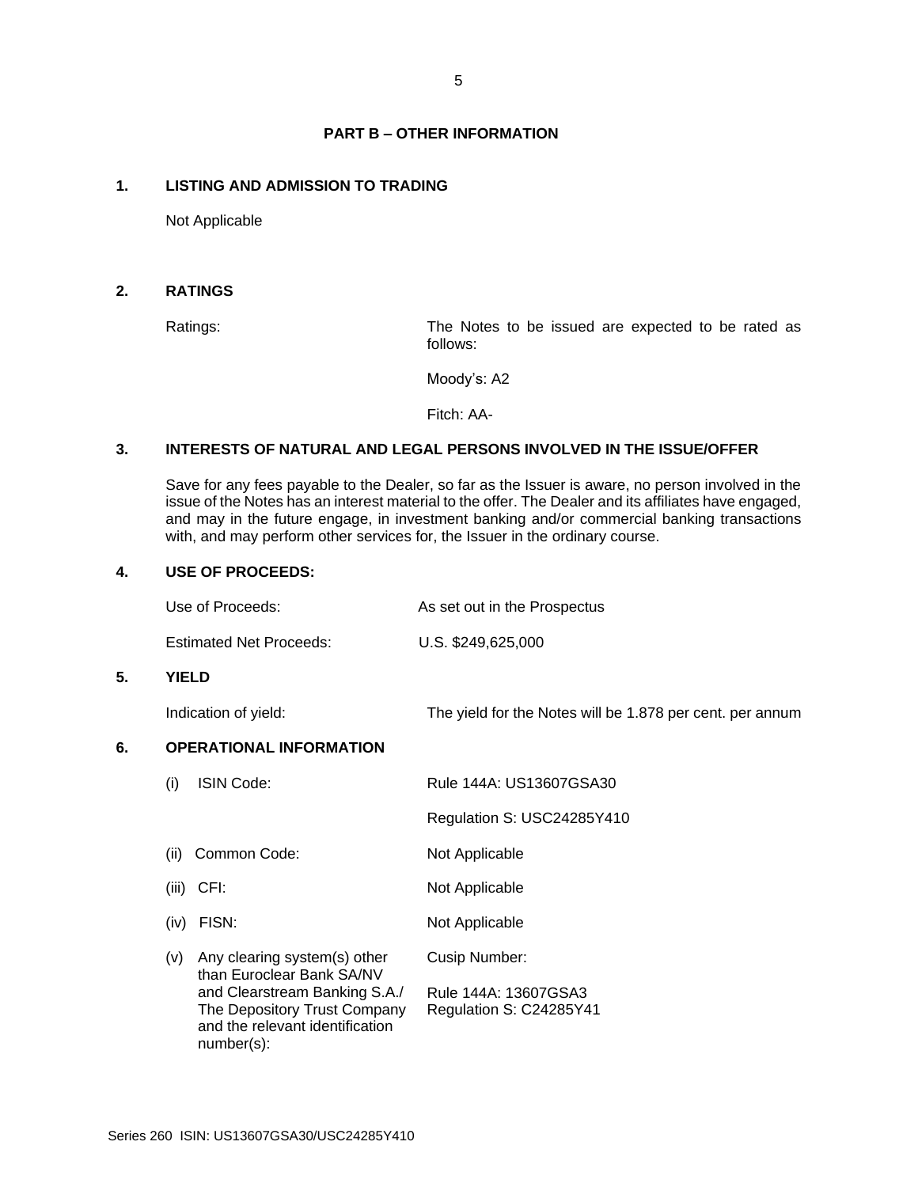## PART B – OTHER INFORMATION

**1. LISTING AND ADMISSION TO TRADING**

Not Applicable

**2. RATINGS**

| | |
|---|---|
| Ratings: | The Notes to be issued are expected to be rated as follows:<br><br>Moody's: A2<br><br>Fitch: AA- |

**3. INTERESTS OF NATURAL AND LEGAL PERSONS INVOLVED IN THE ISSUE/OFFER**

Save for any fees payable to the Dealer, so far as the Issuer is aware, no person involved in the issue of the Notes has an interest material to the offer. The Dealer and its affiliates have engaged, and may in the future engage, in investment banking and/or commercial banking transactions with, and may perform other services for, the Issuer in the ordinary course.

**4. USE OF PROCEEDS:**

| | |
|---|---|
| Use of Proceeds: | As set out in the Prospectus |
| Estimated Net Proceeds: | U.S. $249,625,000 |

**5. YIELD**

| | |
|---|---|
| Indication of yield: | The yield for the Notes will be 1.878 per cent. per annum |

**6. OPERATIONAL INFORMATION**

| | |
|---|---|
| (i) ISIN Code: | Rule 144A: US13607GSA30<br><br>Regulation S: USC24285Y410 |
| (ii) Common Code: | Not Applicable |
| (iii) CFI: | Not Applicable |
| (iv) FISN: | Not Applicable |
| (v) Any clearing system(s) other than Euroclear Bank SA/NV and Clearstream Banking S.A./ The Depository Trust Company and the relevant identification number(s): | Cusip Number:<br><br>Rule 144A: 13607GSA3<br>Regulation S: C24285Y41 |

Series 260 ISIN: US13607GSA30/USC24285Y410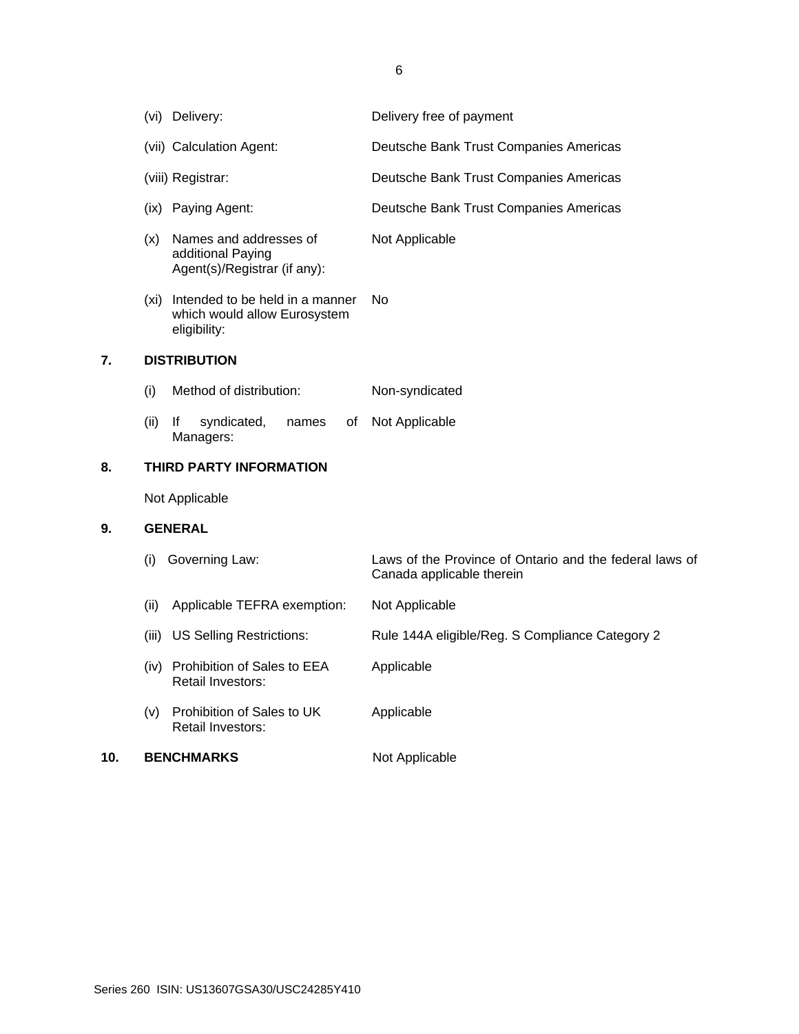| | | |
|---|---|---|
| (vi) | Delivery: | Delivery free of payment |
| (vii) | Calculation Agent: | Deutsche Bank Trust Companies Americas |
| (viii) | Registrar: | Deutsche Bank Trust Companies Americas |
| (ix) | Paying Agent: | Deutsche Bank Trust Companies Americas |
| (x) | Names and addresses of additional Paying Agent(s)/Registrar (if any): | Not Applicable |
| (xi) | Intended to be held in a manner which would allow Eurosystem eligibility: | No |

## 7. DISTRIBUTION

| | | |
|---|---|---|
| (i) | Method of distribution: | Non-syndicated |
| (ii) | If syndicated, names of Managers: | Not Applicable |

## 8. THIRD PARTY INFORMATION

Not Applicable

## 9. GENERAL

| | | |
|---|---|---|
| (i) | Governing Law: | Laws of the Province of Ontario and the federal laws of Canada applicable therein |
| (ii) | Applicable TEFRA exemption: | Not Applicable |
| (iii) | US Selling Restrictions: | Rule 144A eligible/Reg. S Compliance Category 2 |
| (iv) | Prohibition of Sales to EEA Retail Investors: | Applicable |
| (v) | Prohibition of Sales to UK Retail Investors: | Applicable |

## 10. BENCHMARKS

Not Applicable

Series 260 ISIN: US13607GSA30/USC24285Y410